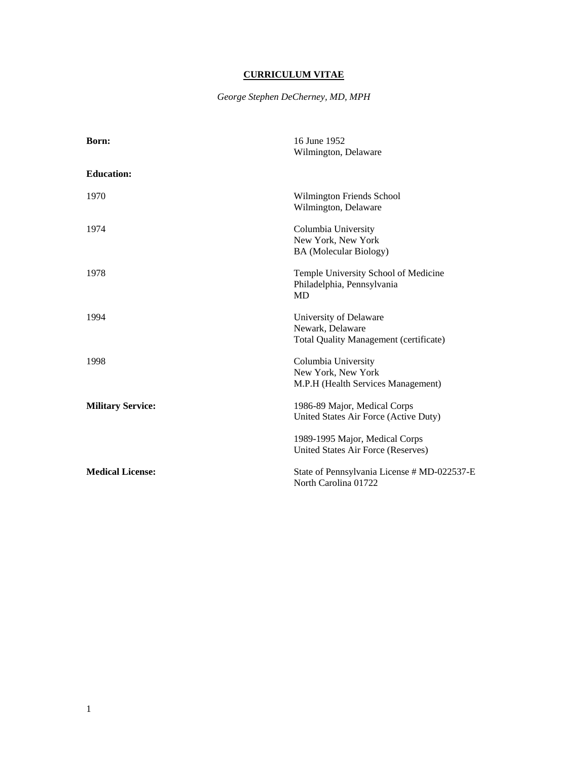# CURRICULUM VITAE

*George Stephen DeCherney, MD, MPH*

**Born:**

16 June 1952
Wilmington, Delaware

**Education:**

1970
Wilmington Friends School
Wilmington, Delaware

1974
Columbia University
New York, New York
BA (Molecular Biology)

1978
Temple University School of Medicine
Philadelphia, Pennsylvania
MD

1994
University of Delaware
Newark, Delaware
Total Quality Management (certificate)

1998
Columbia University
New York, New York
M.P.H (Health Services Management)

**Military Service:**

1986-89 Major, Medical Corps
United States Air Force (Active Duty)

1989-1995 Major, Medical Corps
United States Air Force (Reserves)

**Medical License:**

State of Pennsylvania License # MD-022537-E
North Carolina 01722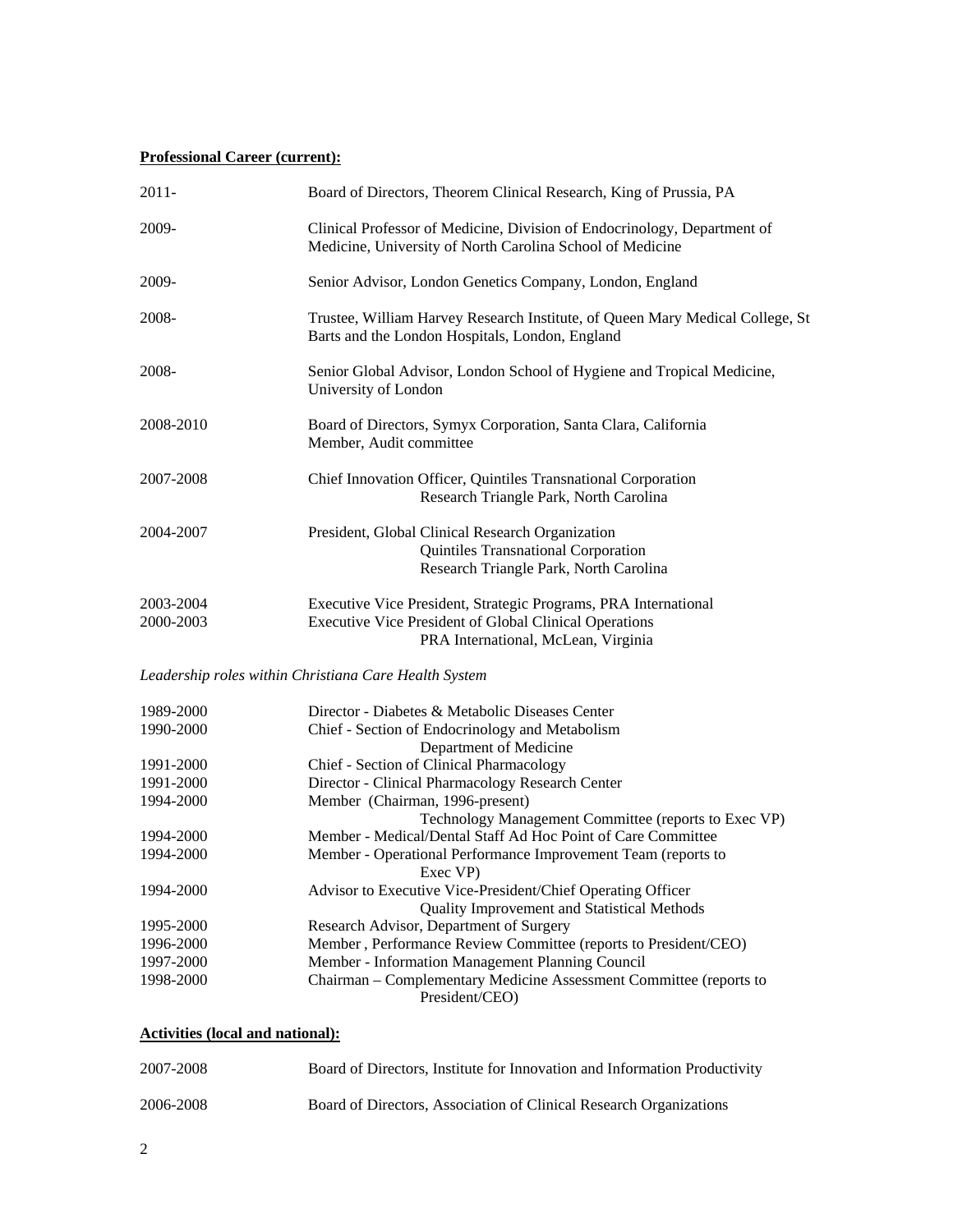**Professional Career (current):**

| | |
|---|---|
| 2011- | Board of Directors, Theorem Clinical Research, King of Prussia, PA |
| 2009- | Clinical Professor of Medicine, Division of Endocrinology, Department of Medicine, University of North Carolina School of Medicine |
| 2009- | Senior Advisor, London Genetics Company, London, England |
| 2008- | Trustee, William Harvey Research Institute, of Queen Mary Medical College, St Barts and the London Hospitals, London, England |
| 2008- | Senior Global Advisor, London School of Hygiene and Tropical Medicine, University of London |
| 2008-2010 | Board of Directors, Symyx Corporation, Santa Clara, California<br>Member, Audit committee |
| 2007-2008 | Chief Innovation Officer, Quintiles Transnational Corporation<br>Research Triangle Park, North Carolina |
| 2004-2007 | President, Global Clinical Research Organization<br>Quintiles Transnational Corporation<br>Research Triangle Park, North Carolina |
| 2003-2004 | Executive Vice President, Strategic Programs, PRA International |
| 2000-2003 | Executive Vice President of Global Clinical Operations<br>PRA International, McLean, Virginia |

*Leadership roles within Christiana Care Health System*

| | |
|---|---|
| 1989-2000 | Director - Diabetes & Metabolic Diseases Center |
| 1990-2000 | Chief - Section of Endocrinology and Metabolism<br>Department of Medicine |
| 1991-2000 | Chief - Section of Clinical Pharmacology |
| 1991-2000 | Director - Clinical Pharmacology Research Center |
| 1994-2000 | Member (Chairman, 1996-present)<br>Technology Management Committee (reports to Exec VP) |
| 1994-2000 | Member - Medical/Dental Staff Ad Hoc Point of Care Committee |
| 1994-2000 | Member - Operational Performance Improvement Team (reports to Exec VP) |
| 1994-2000 | Advisor to Executive Vice-President/Chief Operating Officer<br>Quality Improvement and Statistical Methods |
| 1995-2000 | Research Advisor, Department of Surgery |
| 1996-2000 | Member , Performance Review Committee (reports to President/CEO) |
| 1997-2000 | Member - Information Management Planning Council |
| 1998-2000 | Chairman – Complementary Medicine Assessment Committee (reports to President/CEO) |

**Activities (local and national):**

| | |
|---|---|
| 2007-2008 | Board of Directors, Institute for Innovation and Information Productivity |
| 2006-2008 | Board of Directors, Association of Clinical Research Organizations |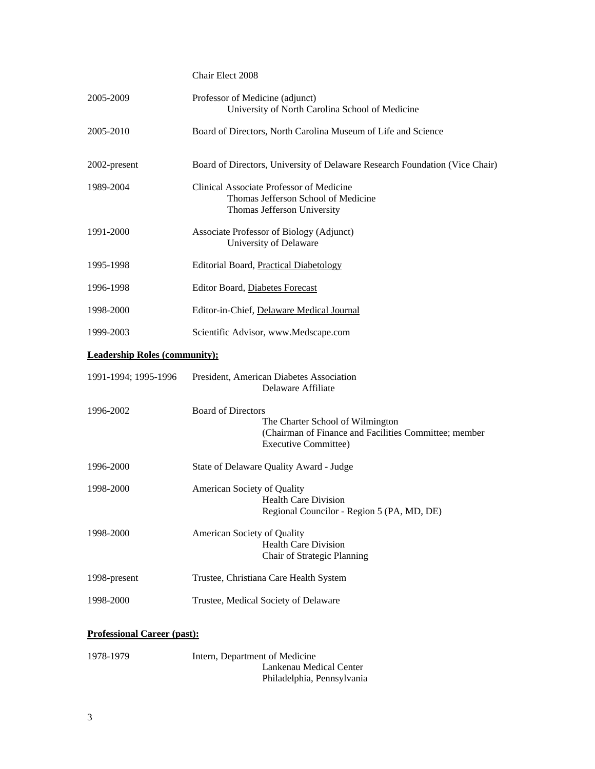| | |
|---|---|
| | Chair Elect 2008 |
| 2005-2009 | Professor of Medicine (adjunct)<br>University of North Carolina School of Medicine |
| 2005-2010 | Board of Directors, North Carolina Museum of Life and Science |
| 2002-present | Board of Directors, University of Delaware Research Foundation (Vice Chair) |
| 1989-2004 | Clinical Associate Professor of Medicine<br>Thomas Jefferson School of Medicine<br>Thomas Jefferson University |
| 1991-2000 | Associate Professor of Biology (Adjunct)<br>University of Delaware |
| 1995-1998 | Editorial Board, <u>Practical Diabetology</u> |
| 1996-1998 | Editor Board, <u>Diabetes Forecast</u> |
| 1998-2000 | Editor-in-Chief, <u>Delaware Medical Journal</u> |
| 1999-2003 | Scientific Advisor, www.Medscape.com |

**<u>Leadership Roles (community);</u>**

| | |
|---|---|
| 1991-1994; 1995-1996 | President, American Diabetes Association<br>Delaware Affiliate |
| 1996-2002 | Board of Directors<br>The Charter School of Wilmington<br>(Chairman of Finance and Facilities Committee; member Executive Committee) |
| 1996-2000 | State of Delaware Quality Award - Judge |
| 1998-2000 | American Society of Quality<br>Health Care Division<br>Regional Councilor - Region 5 (PA, MD, DE) |
| 1998-2000 | American Society of Quality<br>Health Care Division<br>Chair of Strategic Planning |
| 1998-present | Trustee, Christiana Care Health System |
| 1998-2000 | Trustee, Medical Society of Delaware |

**<u>Professional Career (past):</u>**

| | |
|---|---|
| 1978-1979 | Intern, Department of Medicine<br>Lankenau Medical Center<br>Philadelphia, Pennsylvania |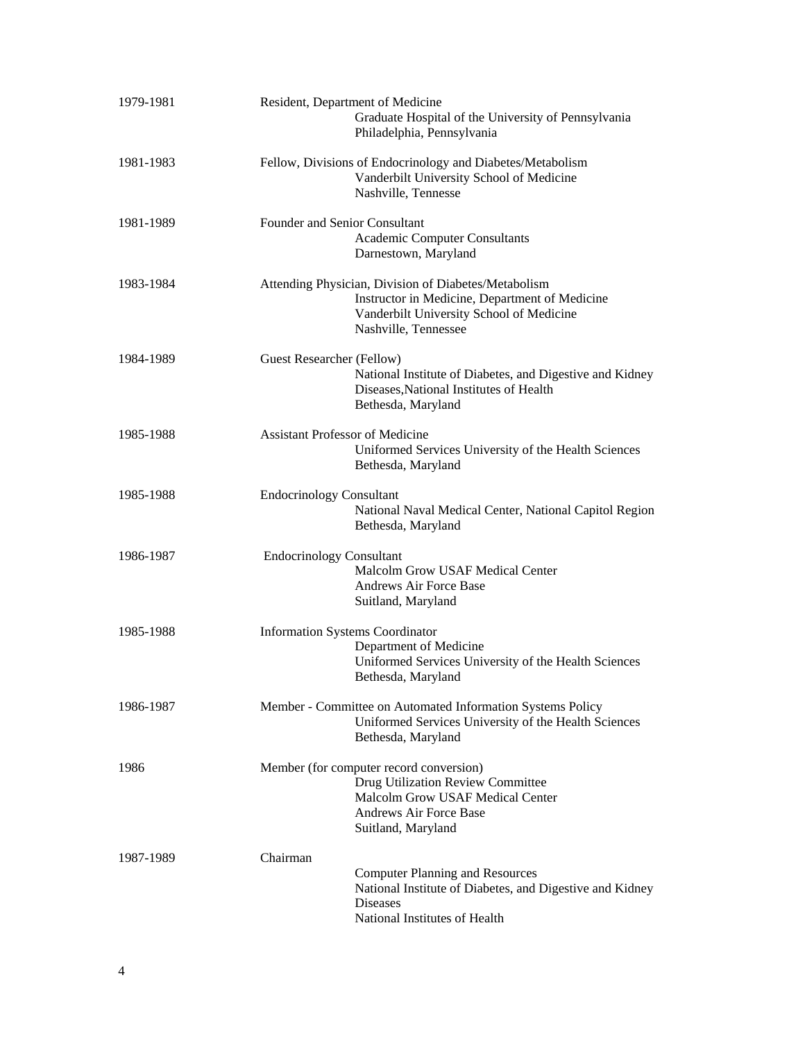1979-1981 Resident, Department of Medicine
Graduate Hospital of the University of Pennsylvania
Philadelphia, Pennsylvania

1981-1983 Fellow, Divisions of Endocrinology and Diabetes/Metabolism
Vanderbilt University School of Medicine
Nashville, Tennesse

1981-1989 Founder and Senior Consultant
Academic Computer Consultants
Darnestown, Maryland

1983-1984 Attending Physician, Division of Diabetes/Metabolism
Instructor in Medicine, Department of Medicine
Vanderbilt University School of Medicine
Nashville, Tennessee

1984-1989 Guest Researcher (Fellow)
National Institute of Diabetes, and Digestive and Kidney Diseases,National Institutes of Health
Bethesda, Maryland

1985-1988 Assistant Professor of Medicine
Uniformed Services University of the Health Sciences
Bethesda, Maryland

1985-1988 Endocrinology Consultant
National Naval Medical Center, National Capitol Region
Bethesda, Maryland

1986-1987 Endocrinology Consultant
Malcolm Grow USAF Medical Center
Andrews Air Force Base
Suitland, Maryland

1985-1988 Information Systems Coordinator
Department of Medicine
Uniformed Services University of the Health Sciences
Bethesda, Maryland

1986-1987 Member - Committee on Automated Information Systems Policy
Uniformed Services University of the Health Sciences
Bethesda, Maryland

1986 Member (for computer record conversion)
Drug Utilization Review Committee
Malcolm Grow USAF Medical Center
Andrews Air Force Base
Suitland, Maryland

1987-1989 Chairman
Computer Planning and Resources
National Institute of Diabetes, and Digestive and Kidney Diseases
National Institutes of Health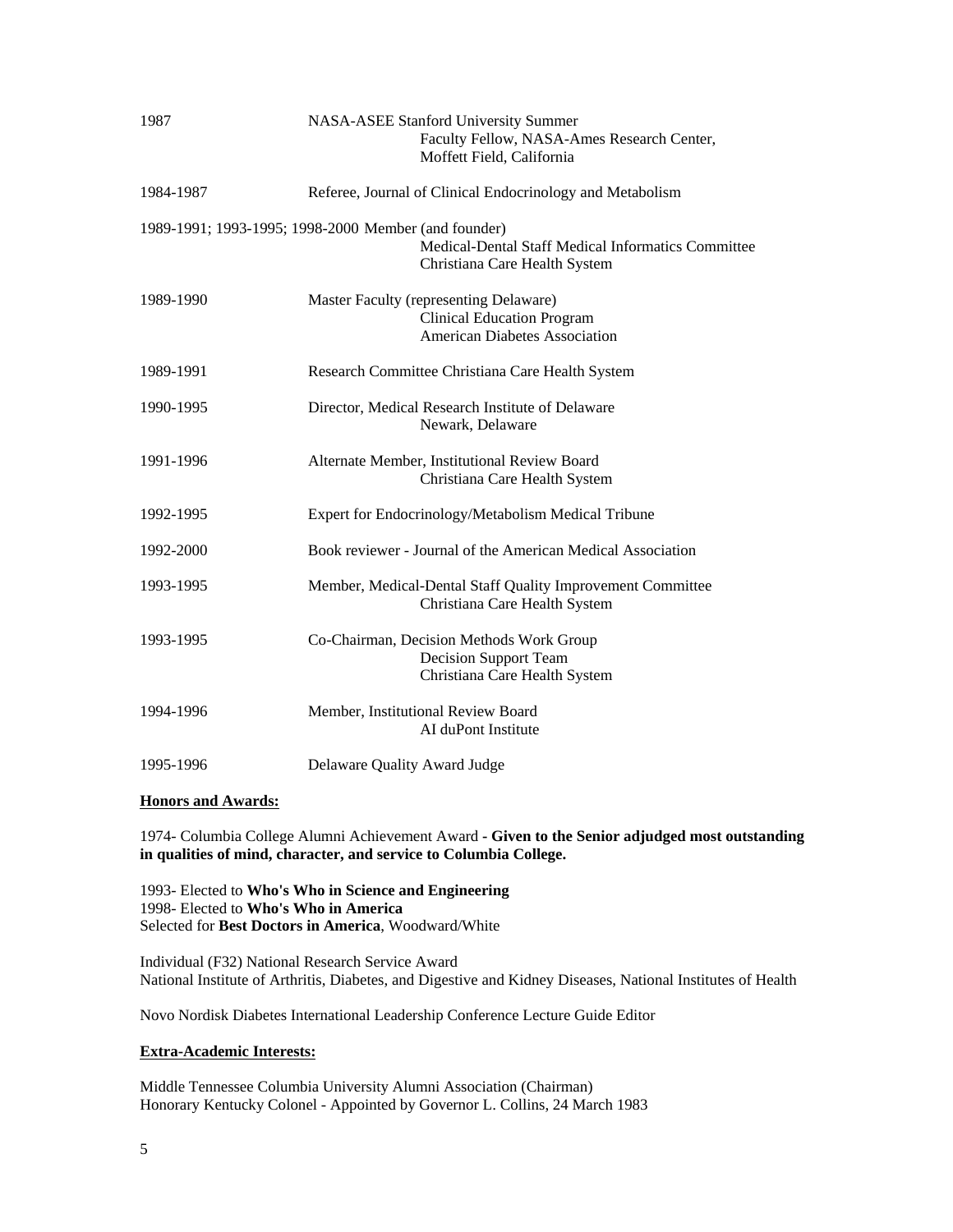| | |
|---|---|
| 1987 | NASA-ASEE Stanford University Summer Faculty Fellow, NASA-Ames Research Center, Moffett Field, California |
| 1984-1987 | Referee, Journal of Clinical Endocrinology and Metabolism |
| 1989-1991; 1993-1995; 1998-2000 | Member (and founder) Medical-Dental Staff Medical Informatics Committee Christiana Care Health System |
| 1989-1990 | Master Faculty (representing Delaware) Clinical Education Program American Diabetes Association |
| 1989-1991 | Research Committee Christiana Care Health System |
| 1990-1995 | Director, Medical Research Institute of Delaware Newark, Delaware |
| 1991-1996 | Alternate Member, Institutional Review Board Christiana Care Health System |
| 1992-1995 | Expert for Endocrinology/Metabolism Medical Tribune |
| 1992-2000 | Book reviewer - Journal of the American Medical Association |
| 1993-1995 | Member, Medical-Dental Staff Quality Improvement Committee Christiana Care Health System |
| 1993-1995 | Co-Chairman, Decision Methods Work Group Decision Support Team Christiana Care Health System |
| 1994-1996 | Member, Institutional Review Board AI duPont Institute |
| 1995-1996 | Delaware Quality Award Judge |

## Honors and Awards:

1974- Columbia College Alumni Achievement Award **- Given to the Senior adjudged most outstanding in qualities of mind, character, and service to Columbia College.**

1993- Elected to **Who's Who in Science and Engineering**
1998- Elected to **Who's Who in America**
Selected for **Best Doctors in America**, Woodward/White

Individual (F32) National Research Service Award
National Institute of Arthritis, Diabetes, and Digestive and Kidney Diseases, National Institutes of Health

Novo Nordisk Diabetes International Leadership Conference Lecture Guide Editor

## Extra-Academic Interests:

Middle Tennessee Columbia University Alumni Association (Chairman)
Honorary Kentucky Colonel - Appointed by Governor L. Collins, 24 March 1983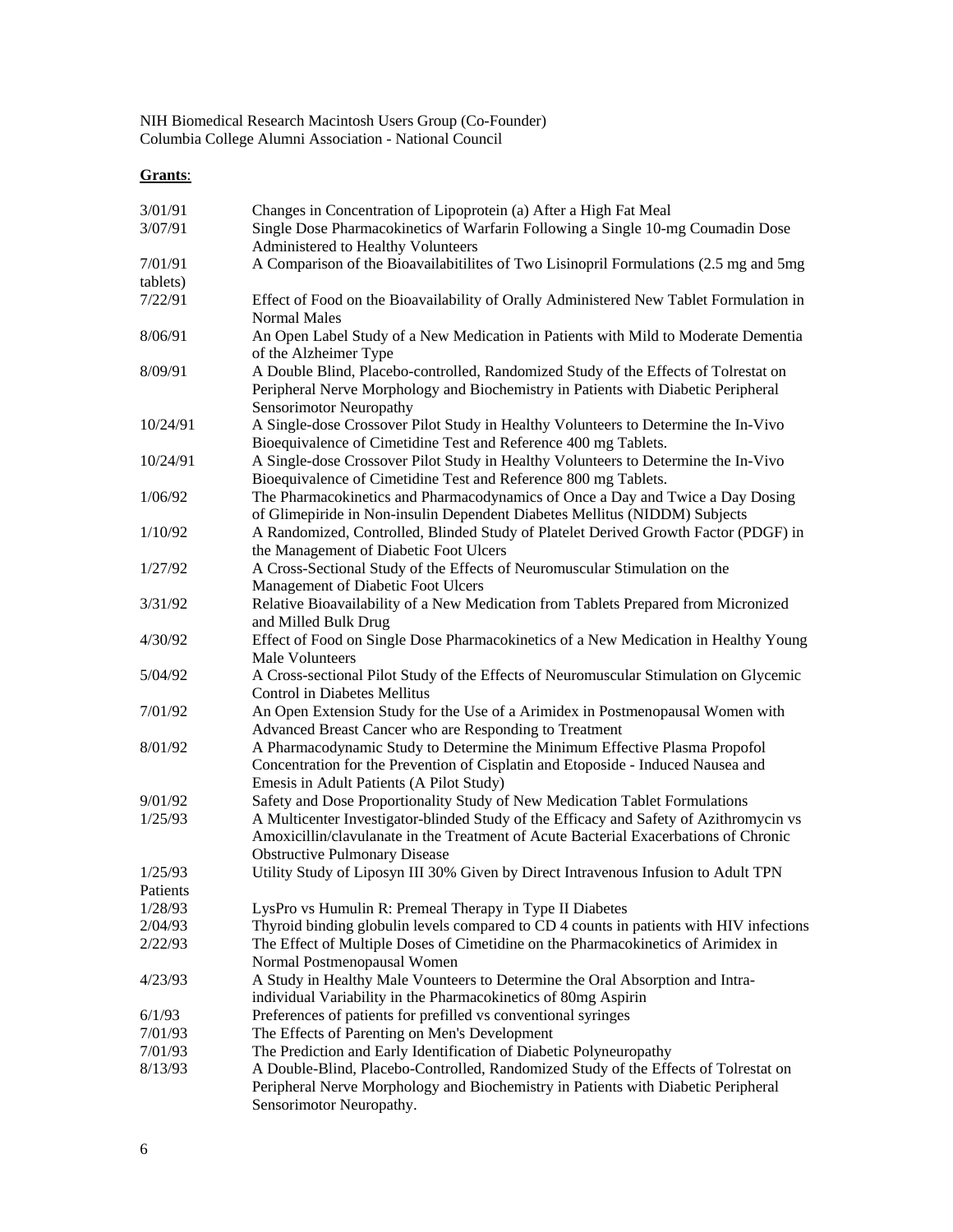NIH Biomedical Research Macintosh Users Group (Co-Founder)
Columbia College Alumni Association - National Council

**Grants**:

| | |
|---|---|
| 3/01/91 | Changes in Concentration of Lipoprotein (a) After a High Fat Meal |
| 3/07/91 | Single Dose Pharmacokinetics of Warfarin Following a Single 10-mg Coumadin Dose Administered to Healthy Volunteers |
| 7/01/91 | A Comparison of the Bioavailabitilites of Two Lisinopril Formulations (2.5 mg and 5mg tablets) |
| 7/22/91 | Effect of Food on the Bioavailability of Orally Administered New Tablet Formulation in Normal Males |
| 8/06/91 | An Open Label Study of a New Medication in Patients with Mild to Moderate Dementia of the Alzheimer Type |
| 8/09/91 | A Double Blind, Placebo-controlled, Randomized Study of the Effects of Tolrestat on Peripheral Nerve Morphology and Biochemistry in Patients with Diabetic Peripheral Sensorimotor Neuropathy |
| 10/24/91 | A Single-dose Crossover Pilot Study in Healthy Volunteers to Determine the In-Vivo Bioequivalence of Cimetidine Test and Reference 400 mg Tablets. |
| 10/24/91 | A Single-dose Crossover Pilot Study in Healthy Volunteers to Determine the In-Vivo Bioequivalence of Cimetidine Test and Reference 800 mg Tablets. |
| 1/06/92 | The Pharmacokinetics and Pharmacodynamics of Once a Day and Twice a Day Dosing of Glimepiride in Non-insulin Dependent Diabetes Mellitus (NIDDM) Subjects |
| 1/10/92 | A Randomized, Controlled, Blinded Study of Platelet Derived Growth Factor (PDGF) in the Management of Diabetic Foot Ulcers |
| 1/27/92 | A Cross-Sectional Study of the Effects of Neuromuscular Stimulation on the Management of Diabetic Foot Ulcers |
| 3/31/92 | Relative Bioavailability of a New Medication from Tablets Prepared from Micronized and Milled Bulk Drug |
| 4/30/92 | Effect of Food on Single Dose Pharmacokinetics of a New Medication in Healthy Young Male Volunteers |
| 5/04/92 | A Cross-sectional Pilot Study of the Effects of Neuromuscular Stimulation on Glycemic Control in Diabetes Mellitus |
| 7/01/92 | An Open Extension Study for the Use of a Arimidex in Postmenopausal Women with Advanced Breast Cancer who are Responding to Treatment |
| 8/01/92 | A Pharmacodynamic Study to Determine the Minimum Effective Plasma Propofol Concentration for the Prevention of Cisplatin and Etoposide - Induced Nausea and Emesis in Adult Patients (A Pilot Study) |
| 9/01/92 | Safety and Dose Proportionality Study of New Medication Tablet Formulations |
| 1/25/93 | A Multicenter Investigator-blinded Study of the Efficacy and Safety of Azithromycin vs Amoxicillin/clavulanate in the Treatment of Acute Bacterial Exacerbations of Chronic Obstructive Pulmonary Disease |
| 1/25/93 | Utility Study of Liposyn III 30% Given by Direct Intravenous Infusion to Adult TPN Patients |
| 1/28/93 | LysPro vs Humulin R: Premeal Therapy in Type II Diabetes |
| 2/04/93 | Thyroid binding globulin levels compared to CD 4 counts in patients with HIV infections |
| 2/22/93 | The Effect of Multiple Doses of Cimetidine on the Pharmacokinetics of Arimidex in Normal Postmenopausal Women |
| 4/23/93 | A Study in Healthy Male Vounteers to Determine the Oral Absorption and Intra-individual Variability in the Pharmacokinetics of 80mg Aspirin |
| 6/1/93 | Preferences of patients for prefilled vs conventional syringes |
| 7/01/93 | The Effects of Parenting on Men's Development |
| 7/01/93 | The Prediction and Early Identification of Diabetic Polyneuropathy |
| 8/13/93 | A Double-Blind, Placebo-Controlled, Randomized Study of the Effects of Tolrestat on Peripheral Nerve Morphology and Biochemistry in Patients with Diabetic Peripheral Sensorimotor Neuropathy. |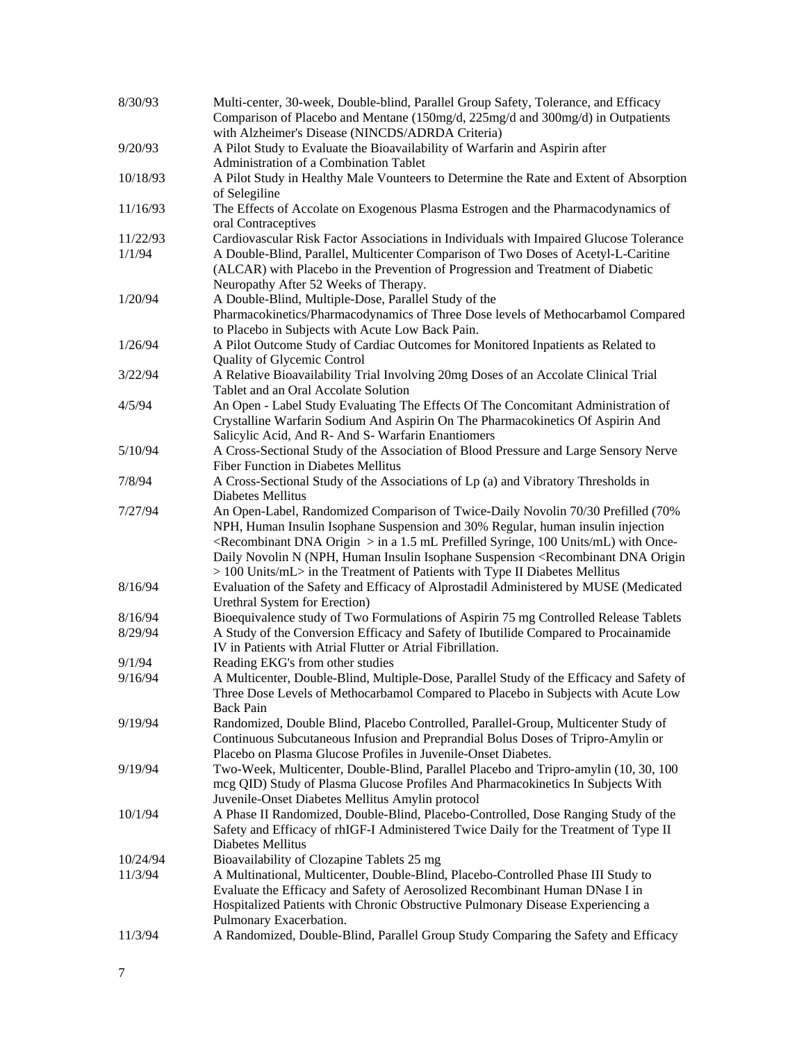| | |
|---|---|
| 8/30/93 | Multi-center, 30-week, Double-blind, Parallel Group Safety, Tolerance, and Efficacy Comparison of Placebo and Mentane (150mg/d, 225mg/d and 300mg/d) in Outpatients with Alzheimer's Disease (NINCDS/ADRDA Criteria) |
| 9/20/93 | A Pilot Study to Evaluate the Bioavailability of Warfarin and Aspirin after Administration of a Combination Tablet |
| 10/18/93 | A Pilot Study in Healthy Male Vounteers to Determine the Rate and Extent of Absorption of Selegiline |
| 11/16/93 | The Effects of Accolate on Exogenous Plasma Estrogen and the Pharmacodynamics of oral Contraceptives |
| 11/22/93 | Cardiovascular Risk Factor Associations in Individuals with Impaired Glucose Tolerance |
| 1/1/94 | A Double-Blind, Parallel, Multicenter Comparison of Two Doses of Acetyl-L-Caritine (ALCAR) with Placebo in the Prevention of Progression and Treatment of Diabetic Neuropathy After 52 Weeks of Therapy. |
| 1/20/94 | A Double-Blind, Multiple-Dose, Parallel Study of the Pharmacokinetics/Pharmacodynamics of Three Dose levels of Methocarbamol Compared to Placebo in Subjects with Acute Low Back Pain. |
| 1/26/94 | A Pilot Outcome Study of Cardiac Outcomes for Monitored Inpatients as Related to Quality of Glycemic Control |
| 3/22/94 | A Relative Bioavailability Trial Involving 20mg Doses of an Accolate Clinical Trial Tablet and an Oral Accolate Solution |
| 4/5/94 | An Open - Label Study Evaluating The Effects Of The Concomitant Administration of Crystalline Warfarin Sodium And Aspirin On The Pharmacokinetics Of Aspirin And Salicylic Acid, And R- And S- Warfarin Enantiomers |
| 5/10/94 | A Cross-Sectional Study of the Association of Blood Pressure and Large Sensory Nerve Fiber Function in Diabetes Mellitus |
| 7/8/94 | A Cross-Sectional Study of the Associations of Lp (a) and Vibratory Thresholds in Diabetes Mellitus |
| 7/27/94 | An Open-Label, Randomized Comparison of Twice-Daily Novolin 70/30 Prefilled (70% NPH, Human Insulin Isophane Suspension and 30% Regular, human insulin injection <Recombinant DNA Origin > in a 1.5 mL Prefilled Syringe, 100 Units/mL) with Once-Daily Novolin N (NPH, Human Insulin Isophane Suspension <Recombinant DNA Origin > 100 Units/mL> in the Treatment of Patients with Type II Diabetes Mellitus |
| 8/16/94 | Evaluation of the Safety and Efficacy of Alprostadil Administered by MUSE (Medicated Urethral System for Erection) |
| 8/16/94 | Bioequivalence study of Two Formulations of Aspirin 75 mg Controlled Release Tablets |
| 8/29/94 | A Study of the Conversion Efficacy and Safety of Ibutilide Compared to Procainamide IV in Patients with Atrial Flutter or Atrial Fibrillation. |
| 9/1/94 | Reading EKG's from other studies |
| 9/16/94 | A Multicenter, Double-Blind, Multiple-Dose, Parallel Study of the Efficacy and Safety of Three Dose Levels of Methocarbamol Compared to Placebo in Subjects with Acute Low Back Pain |
| 9/19/94 | Randomized, Double Blind, Placebo Controlled, Parallel-Group, Multicenter Study of Continuous Subcutaneous Infusion and Preprandial Bolus Doses of Tripro-Amylin or Placebo on Plasma Glucose Profiles in Juvenile-Onset Diabetes. |
| 9/19/94 | Two-Week, Multicenter, Double-Blind, Parallel Placebo and Tripro-amylin (10, 30, 100 mcg QID) Study of Plasma Glucose Profiles And Pharmacokinetics In Subjects With Juvenile-Onset Diabetes Mellitus Amylin protocol |
| 10/1/94 | A Phase II Randomized, Double-Blind, Placebo-Controlled, Dose Ranging Study of the Safety and Efficacy of rhIGF-I Administered Twice Daily for the Treatment of Type II Diabetes Mellitus |
| 10/24/94 | Bioavailability of Clozapine Tablets 25 mg |
| 11/3/94 | A Multinational, Multicenter, Double-Blind, Placebo-Controlled Phase III Study to Evaluate the Efficacy and Safety of Aerosolized Recombinant Human DNase I in Hospitalized Patients with Chronic Obstructive Pulmonary Disease Experiencing a Pulmonary Exacerbation. |
| 11/3/94 | A Randomized, Double-Blind, Parallel Group Study Comparing the Safety and Efficacy |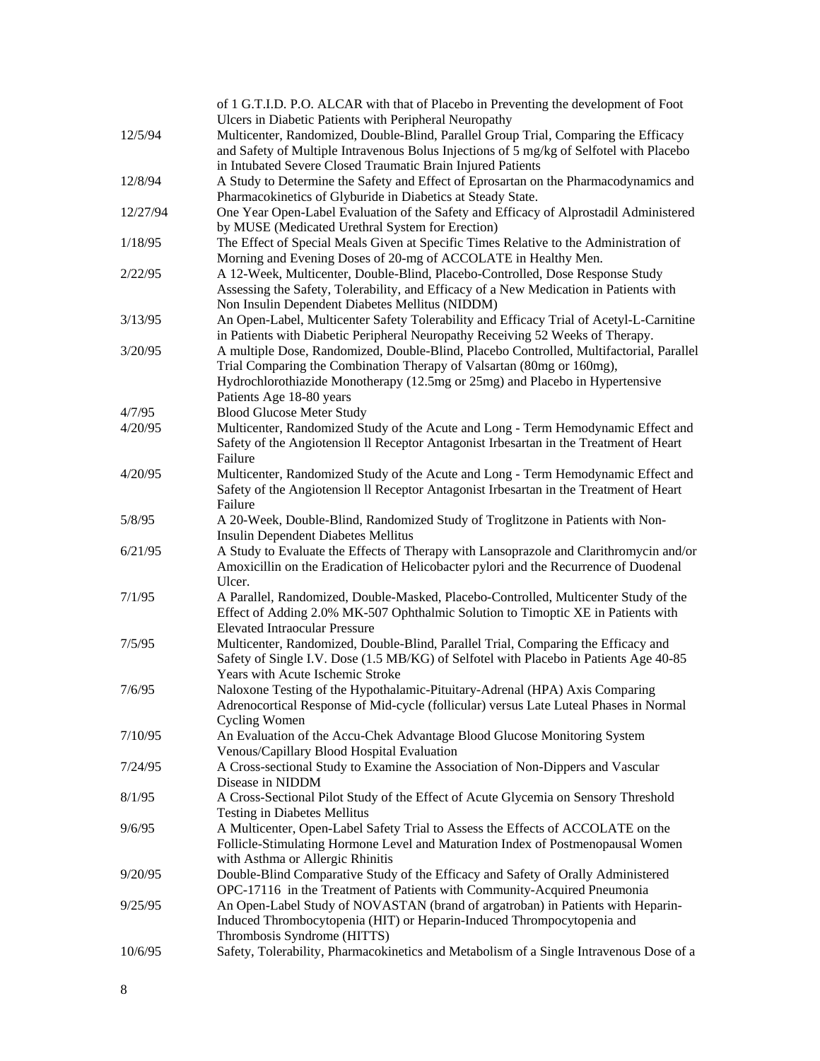| | |
|---|---|
| | of 1 G.T.I.D. P.O. ALCAR with that of Placebo in Preventing the development of Foot Ulcers in Diabetic Patients with Peripheral Neuropathy |
| 12/5/94 | Multicenter, Randomized, Double-Blind, Parallel Group Trial, Comparing the Efficacy and Safety of Multiple Intravenous Bolus Injections of 5 mg/kg of Selfotel with Placebo in Intubated Severe Closed Traumatic Brain Injured Patients |
| 12/8/94 | A Study to Determine the Safety and Effect of Eprosartan on the Pharmacodynamics and Pharmacokinetics of Glyburide in Diabetics at Steady State. |
| 12/27/94 | One Year Open-Label Evaluation of the Safety and Efficacy of Alprostadil Administered by MUSE (Medicated Urethral System for Erection) |
| 1/18/95 | The Effect of Special Meals Given at Specific Times Relative to the Administration of Morning and Evening Doses of 20-mg of ACCOLATE in Healthy Men. |
| 2/22/95 | A 12-Week, Multicenter, Double-Blind, Placebo-Controlled, Dose Response Study Assessing the Safety, Tolerability, and Efficacy of a New Medication in Patients with Non Insulin Dependent Diabetes Mellitus (NIDDM) |
| 3/13/95 | An Open-Label, Multicenter Safety Tolerability and Efficacy Trial of Acetyl-L-Carnitine in Patients with Diabetic Peripheral Neuropathy Receiving 52 Weeks of Therapy. |
| 3/20/95 | A multiple Dose, Randomized, Double-Blind, Placebo Controlled, Multifactorial, Parallel Trial Comparing the Combination Therapy of Valsartan (80mg or 160mg), Hydrochlorothiazide Monotherapy (12.5mg or 25mg) and Placebo in Hypertensive Patients Age 18-80 years |
| 4/7/95 | Blood Glucose Meter Study |
| 4/20/95 | Multicenter, Randomized Study of the Acute and Long - Term Hemodynamic Effect and Safety of the Angiotension ll Receptor Antagonist Irbesartan in the Treatment of Heart Failure |
| 4/20/95 | Multicenter, Randomized Study of the Acute and Long - Term Hemodynamic Effect and Safety of the Angiotension ll Receptor Antagonist Irbesartan in the Treatment of Heart Failure |
| 5/8/95 | A 20-Week, Double-Blind, Randomized Study of Troglitzone in Patients with Non-Insulin Dependent Diabetes Mellitus |
| 6/21/95 | A Study to Evaluate the Effects of Therapy with Lansoprazole and Clarithromycin and/or Amoxicillin on the Eradication of Helicobacter pylori and the Recurrence of Duodenal Ulcer. |
| 7/1/95 | A Parallel, Randomized, Double-Masked, Placebo-Controlled, Multicenter Study of the Effect of Adding 2.0% MK-507 Ophthalmic Solution to Timoptic XE in Patients with Elevated Intraocular Pressure |
| 7/5/95 | Multicenter, Randomized, Double-Blind, Parallel Trial, Comparing the Efficacy and Safety of Single I.V. Dose (1.5 MB/KG) of Selfotel with Placebo in Patients Age 40-85 Years with Acute Ischemic Stroke |
| 7/6/95 | Naloxone Testing of the Hypothalamic-Pituitary-Adrenal (HPA) Axis Comparing Adrenocortical Response of Mid-cycle (follicular) versus Late Luteal Phases in Normal Cycling Women |
| 7/10/95 | An Evaluation of the Accu-Chek Advantage Blood Glucose Monitoring System Venous/Capillary Blood Hospital Evaluation |
| 7/24/95 | A Cross-sectional Study to Examine the Association of Non-Dippers and Vascular Disease in NIDDM |
| 8/1/95 | A Cross-Sectional Pilot Study of the Effect of Acute Glycemia on Sensory Threshold Testing in Diabetes Mellitus |
| 9/6/95 | A Multicenter, Open-Label Safety Trial to Assess the Effects of ACCOLATE on the Follicle-Stimulating Hormone Level and Maturation Index of Postmenopausal Women with Asthma or Allergic Rhinitis |
| 9/20/95 | Double-Blind Comparative Study of the Efficacy and Safety of Orally Administered OPC-17116 in the Treatment of Patients with Community-Acquired Pneumonia |
| 9/25/95 | An Open-Label Study of NOVASTAN (brand of argatroban) in Patients with Heparin-Induced Thrombocytopenia (HIT) or Heparin-Induced Thrompocytopenia and Thrombosis Syndrome (HITTS) |
| 10/6/95 | Safety, Tolerability, Pharmacokinetics and Metabolism of a Single Intravenous Dose of a |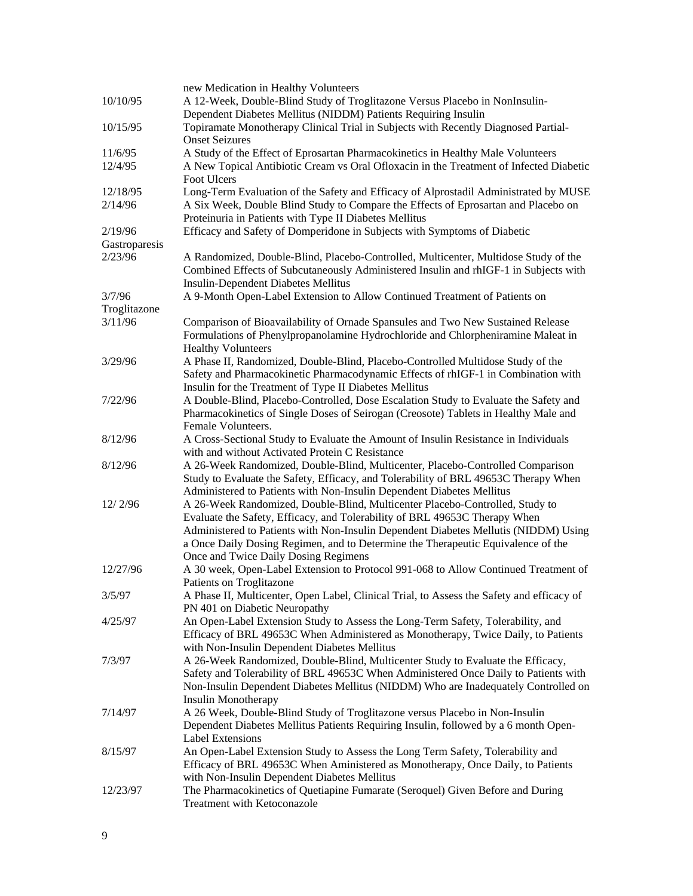| | |
|---|---|
| | new Medication in Healthy Volunteers |
| 10/10/95 | A 12-Week, Double-Blind Study of Troglitazone Versus Placebo in NonInsulin-Dependent Diabetes Mellitus (NIDDM) Patients Requiring Insulin |
| 10/15/95 | Topiramate Monotherapy Clinical Trial in Subjects with Recently Diagnosed Partial-Onset Seizures |
| 11/6/95 | A Study of the Effect of Eprosartan Pharmacokinetics in Healthy Male Volunteers |
| 12/4/95 | A New Topical Antibiotic Cream vs Oral Ofloxacin in the Treatment of Infected Diabetic Foot Ulcers |
| 12/18/95 | Long-Term Evaluation of the Safety and Efficacy of Alprostadil Administrated by MUSE |
| 2/14/96 | A Six Week, Double Blind Study to Compare the Effects of Eprosartan and Placebo on Proteinuria in Patients with Type II Diabetes Mellitus |
| 2/19/96 | Efficacy and Safety of Domperidone in Subjects with Symptoms of Diabetic Gastroparesis |
| 2/23/96 | A Randomized, Double-Blind, Placebo-Controlled, Multicenter, Multidose Study of the Combined Effects of Subcutaneously Administered Insulin and rhIGF-1 in Subjects with Insulin-Dependent Diabetes Mellitus |
| 3/7/96 | A 9-Month Open-Label Extension to Allow Continued Treatment of Patients on Troglitazone |
| 3/11/96 | Comparison of Bioavailability of Ornade Spansules and Two New Sustained Release Formulations of Phenylpropanolamine Hydrochloride and Chlorpheniramine Maleat in Healthy Volunteers |
| 3/29/96 | A Phase II, Randomized, Double-Blind, Placebo-Controlled Multidose Study of the Safety and Pharmacokinetic Pharmacodynamic Effects of rhIGF-1 in Combination with Insulin for the Treatment of Type II Diabetes Mellitus |
| 7/22/96 | A Double-Blind, Placebo-Controlled, Dose Escalation Study to Evaluate the Safety and Pharmacokinetics of Single Doses of Seirogan (Creosote) Tablets in Healthy Male and Female Volunteers. |
| 8/12/96 | A Cross-Sectional Study to Evaluate the Amount of Insulin Resistance in Individuals with and without Activated Protein C Resistance |
| 8/12/96 | A 26-Week Randomized, Double-Blind, Multicenter, Placebo-Controlled Comparison Study to Evaluate the Safety, Efficacy, and Tolerability of BRL 49653C Therapy When Administered to Patients with Non-Insulin Dependent Diabetes Mellitus |
| 12/ 2/96 | A 26-Week Randomized, Double-Blind, Multicenter Placebo-Controlled, Study to Evaluate the Safety, Efficacy, and Tolerability of BRL 49653C Therapy When Administered to Patients with Non-Insulin Dependent Diabetes Mellutis (NIDDM) Using a Once Daily Dosing Regimen, and to Determine the Therapeutic Equivalence of the Once and Twice Daily Dosing Regimens |
| 12/27/96 | A 30 week, Open-Label Extension to Protocol 991-068 to Allow Continued Treatment of Patients on Troglitazone |
| 3/5/97 | A Phase II, Multicenter, Open Label, Clinical Trial, to Assess the Safety and efficacy of PN 401 on Diabetic Neuropathy |
| 4/25/97 | An Open-Label Extension Study to Assess the Long-Term Safety, Tolerability, and Efficacy of BRL 49653C When Administered as Monotherapy, Twice Daily, to Patients with Non-Insulin Dependent Diabetes Mellitus |
| 7/3/97 | A 26-Week Randomized, Double-Blind, Multicenter Study to Evaluate the Efficacy, Safety and Tolerability of BRL 49653C When Administered Once Daily to Patients with Non-Insulin Dependent Diabetes Mellitus (NIDDM) Who are Inadequately Controlled on Insulin Monotherapy |
| 7/14/97 | A 26 Week, Double-Blind Study of Troglitazone versus Placebo in Non-Insulin Dependent Diabetes Mellitus Patients Requiring Insulin, followed by a 6 month Open-Label Extensions |
| 8/15/97 | An Open-Label Extension Study to Assess the Long Term Safety, Tolerability and Efficacy of BRL 49653C When Aministered as Monotherapy, Once Daily, to Patients with Non-Insulin Dependent Diabetes Mellitus |
| 12/23/97 | The Pharmacokinetics of Quetiapine Fumarate (Seroquel) Given Before and During Treatment with Ketoconazole |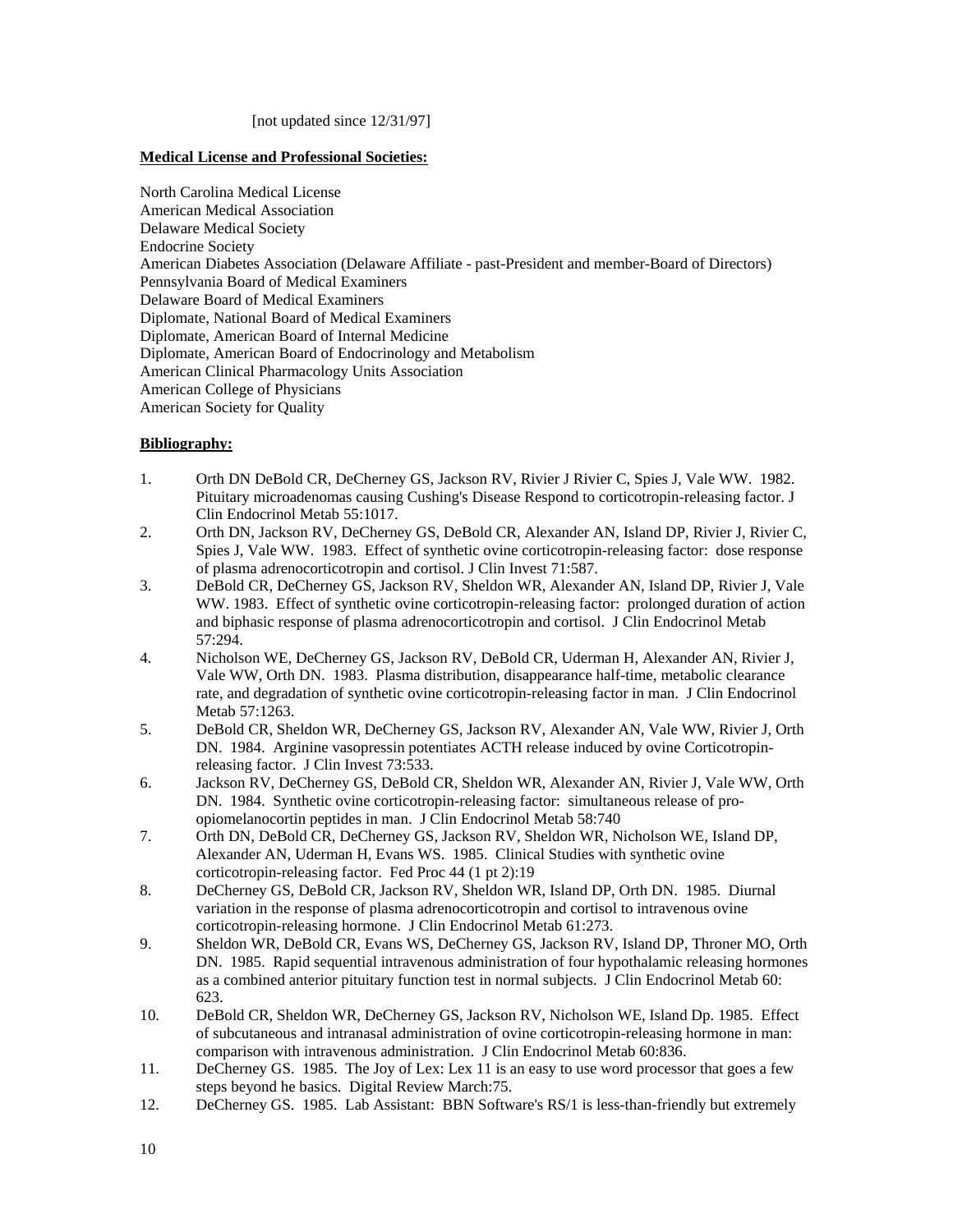[not updated since 12/31/97]

**Medical License and Professional Societies:**

North Carolina Medical License
American Medical Association
Delaware Medical Society
Endocrine Society
American Diabetes Association (Delaware Affiliate - past-President and member-Board of Directors)
Pennsylvania Board of Medical Examiners
Delaware Board of Medical Examiners
Diplomate, National Board of Medical Examiners
Diplomate, American Board of Internal Medicine
Diplomate, American Board of Endocrinology and Metabolism
American Clinical Pharmacology Units Association
American College of Physicians
American Society for Quality

**Bibliography:**

1. Orth DN DeBold CR, DeCherney GS, Jackson RV, Rivier J Rivier C, Spies J, Vale WW. 1982. Pituitary microadenomas causing Cushing's Disease Respond to corticotropin-releasing factor. J Clin Endocrinol Metab 55:1017.
2. Orth DN, Jackson RV, DeCherney GS, DeBold CR, Alexander AN, Island DP, Rivier J, Rivier C, Spies J, Vale WW. 1983. Effect of synthetic ovine corticotropin-releasing factor: dose response of plasma adrenocorticotropin and cortisol. J Clin Invest 71:587.
3. DeBold CR, DeCherney GS, Jackson RV, Sheldon WR, Alexander AN, Island DP, Rivier J, Vale WW. 1983. Effect of synthetic ovine corticotropin-releasing factor: prolonged duration of action and biphasic response of plasma adrenocorticotropin and cortisol. J Clin Endocrinol Metab 57:294.
4. Nicholson WE, DeCherney GS, Jackson RV, DeBold CR, Uderman H, Alexander AN, Rivier J, Vale WW, Orth DN. 1983. Plasma distribution, disappearance half-time, metabolic clearance rate, and degradation of synthetic ovine corticotropin-releasing factor in man. J Clin Endocrinol Metab 57:1263.
5. DeBold CR, Sheldon WR, DeCherney GS, Jackson RV, Alexander AN, Vale WW, Rivier J, Orth DN. 1984. Arginine vasopressin potentiates ACTH release induced by ovine Corticotropin-releasing factor. J Clin Invest 73:533.
6. Jackson RV, DeCherney GS, DeBold CR, Sheldon WR, Alexander AN, Rivier J, Vale WW, Orth DN. 1984. Synthetic ovine corticotropin-releasing factor: simultaneous release of pro-opiomelanocortin peptides in man. J Clin Endocrinol Metab 58:740
7. Orth DN, DeBold CR, DeCherney GS, Jackson RV, Sheldon WR, Nicholson WE, Island DP, Alexander AN, Uderman H, Evans WS. 1985. Clinical Studies with synthetic ovine corticotropin-releasing factor. Fed Proc 44 (1 pt 2):19
8. DeCherney GS, DeBold CR, Jackson RV, Sheldon WR, Island DP, Orth DN. 1985. Diurnal variation in the response of plasma adrenocorticotropin and cortisol to intravenous ovine corticotropin-releasing hormone. J Clin Endocrinol Metab 61:273.
9. Sheldon WR, DeBold CR, Evans WS, DeCherney GS, Jackson RV, Island DP, Throner MO, Orth DN. 1985. Rapid sequential intravenous administration of four hypothalamic releasing hormones as a combined anterior pituitary function test in normal subjects. J Clin Endocrinol Metab 60: 623.
10. DeBold CR, Sheldon WR, DeCherney GS, Jackson RV, Nicholson WE, Island Dp. 1985. Effect of subcutaneous and intranasal administration of ovine corticotropin-releasing hormone in man: comparison with intravenous administration. J Clin Endocrinol Metab 60:836.
11. DeCherney GS. 1985. The Joy of Lex: Lex 11 is an easy to use word processor that goes a few steps beyond he basics. Digital Review March:75.
12. DeCherney GS. 1985. Lab Assistant: BBN Software's RS/1 is less-than-friendly but extremely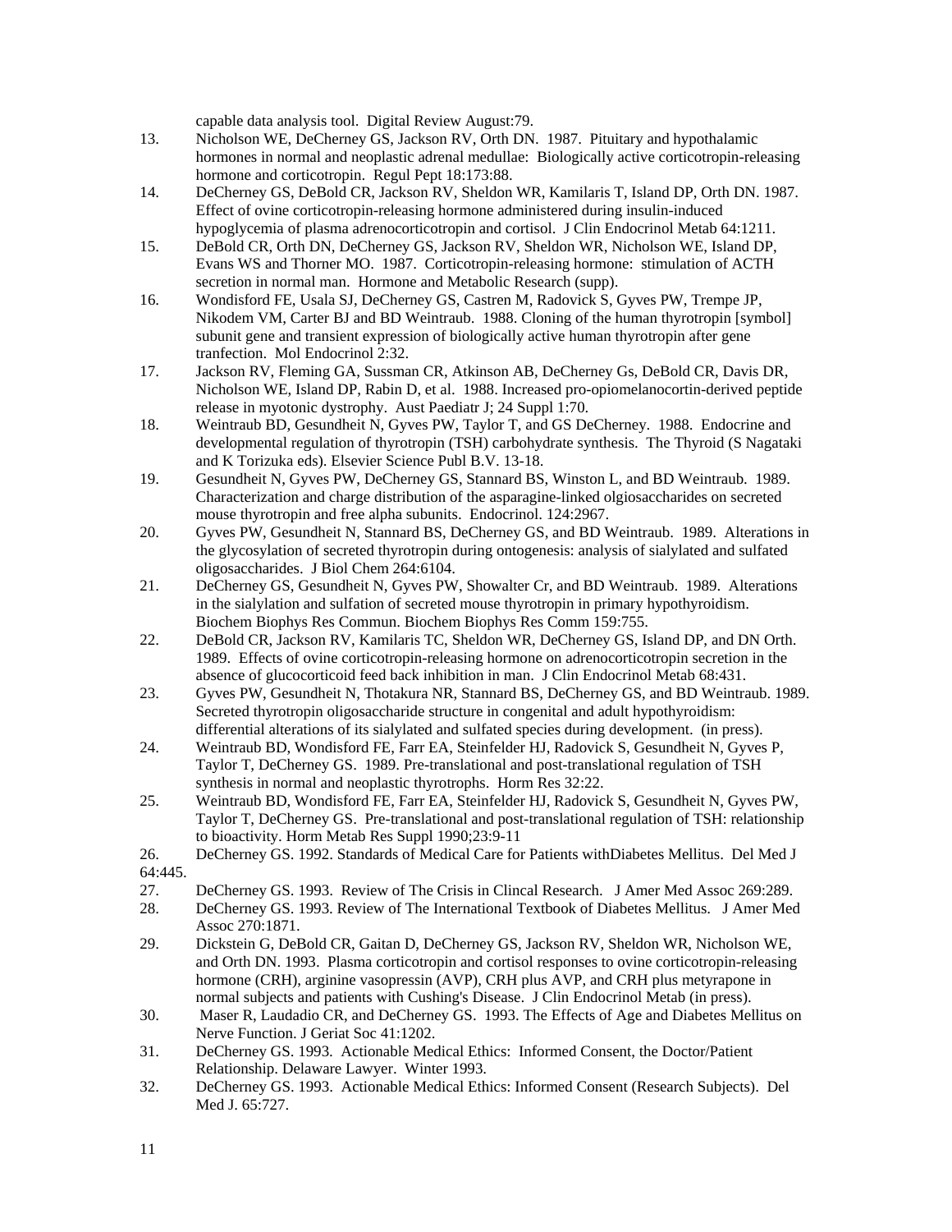capable data analysis tool. Digital Review August:79.

13. Nicholson WE, DeCherney GS, Jackson RV, Orth DN. 1987. Pituitary and hypothalamic hormones in normal and neoplastic adrenal medullae: Biologically active corticotropin-releasing hormone and corticotropin. Regul Pept 18:173:88.
14. DeCherney GS, DeBold CR, Jackson RV, Sheldon WR, Kamilaris T, Island DP, Orth DN. 1987. Effect of ovine corticotropin-releasing hormone administered during insulin-induced hypoglycemia of plasma adrenocorticotropin and cortisol. J Clin Endocrinol Metab 64:1211.
15. DeBold CR, Orth DN, DeCherney GS, Jackson RV, Sheldon WR, Nicholson WE, Island DP, Evans WS and Thorner MO. 1987. Corticotropin-releasing hormone: stimulation of ACTH secretion in normal man. Hormone and Metabolic Research (supp).
16. Wondisford FE, Usala SJ, DeCherney GS, Castren M, Radovick S, Gyves PW, Trempe JP, Nikodem VM, Carter BJ and BD Weintraub. 1988. Cloning of the human thyrotropin [symbol] subunit gene and transient expression of biologically active human thyrotropin after gene tranfection. Mol Endocrinol 2:32.
17. Jackson RV, Fleming GA, Sussman CR, Atkinson AB, DeCherney Gs, DeBold CR, Davis DR, Nicholson WE, Island DP, Rabin D, et al. 1988. Increased pro-opiomelanocortin-derived peptide release in myotonic dystrophy. Aust Paediatr J; 24 Suppl 1:70.
18. Weintraub BD, Gesundheit N, Gyves PW, Taylor T, and GS DeCherney. 1988. Endocrine and developmental regulation of thyrotropin (TSH) carbohydrate synthesis. The Thyroid (S Nagataki and K Torizuka eds). Elsevier Science Publ B.V. 13-18.
19. Gesundheit N, Gyves PW, DeCherney GS, Stannard BS, Winston L, and BD Weintraub. 1989. Characterization and charge distribution of the asparagine-linked olgiosaccharides on secreted mouse thyrotropin and free alpha subunits. Endocrinol. 124:2967.
20. Gyves PW, Gesundheit N, Stannard BS, DeCherney GS, and BD Weintraub. 1989. Alterations in the glycosylation of secreted thyrotropin during ontogenesis: analysis of sialylated and sulfated oligosaccharides. J Biol Chem 264:6104.
21. DeCherney GS, Gesundheit N, Gyves PW, Showalter Cr, and BD Weintraub. 1989. Alterations in the sialylation and sulfation of secreted mouse thyrotropin in primary hypothyroidism. Biochem Biophys Res Commun. Biochem Biophys Res Comm 159:755.
22. DeBold CR, Jackson RV, Kamilaris TC, Sheldon WR, DeCherney GS, Island DP, and DN Orth. 1989. Effects of ovine corticotropin-releasing hormone on adrenocorticotropin secretion in the absence of glucocorticoid feed back inhibition in man. J Clin Endocrinol Metab 68:431.
23. Gyves PW, Gesundheit N, Thotakura NR, Stannard BS, DeCherney GS, and BD Weintraub. 1989. Secreted thyrotropin oligosaccharide structure in congenital and adult hypothyroidism: differential alterations of its sialylated and sulfated species during development. (in press).
24. Weintraub BD, Wondisford FE, Farr EA, Steinfelder HJ, Radovick S, Gesundheit N, Gyves P, Taylor T, DeCherney GS. 1989. Pre-translational and post-translational regulation of TSH synthesis in normal and neoplastic thyrotrophs. Horm Res 32:22.
25. Weintraub BD, Wondisford FE, Farr EA, Steinfelder HJ, Radovick S, Gesundheit N, Gyves PW, Taylor T, DeCherney GS. Pre-translational and post-translational regulation of TSH: relationship to bioactivity. Horm Metab Res Suppl 1990;23:9-11
26. DeCherney GS. 1992. Standards of Medical Care for Patients withDiabetes Mellitus. Del Med J 64:445.
27. DeCherney GS. 1993. Review of The Crisis in Clincal Research. J Amer Med Assoc 269:289.
28. DeCherney GS. 1993. Review of The International Textbook of Diabetes Mellitus. J Amer Med Assoc 270:1871.
29. Dickstein G, DeBold CR, Gaitan D, DeCherney GS, Jackson RV, Sheldon WR, Nicholson WE, and Orth DN. 1993. Plasma corticotropin and cortisol responses to ovine corticotropin-releasing hormone (CRH), arginine vasopressin (AVP), CRH plus AVP, and CRH plus metyrapone in normal subjects and patients with Cushing's Disease. J Clin Endocrinol Metab (in press).
30. Maser R, Laudadio CR, and DeCherney GS. 1993. The Effects of Age and Diabetes Mellitus on Nerve Function. J Geriat Soc 41:1202.
31. DeCherney GS. 1993. Actionable Medical Ethics: Informed Consent, the Doctor/Patient Relationship. Delaware Lawyer. Winter 1993.
32. DeCherney GS. 1993. Actionable Medical Ethics: Informed Consent (Research Subjects). Del Med J. 65:727.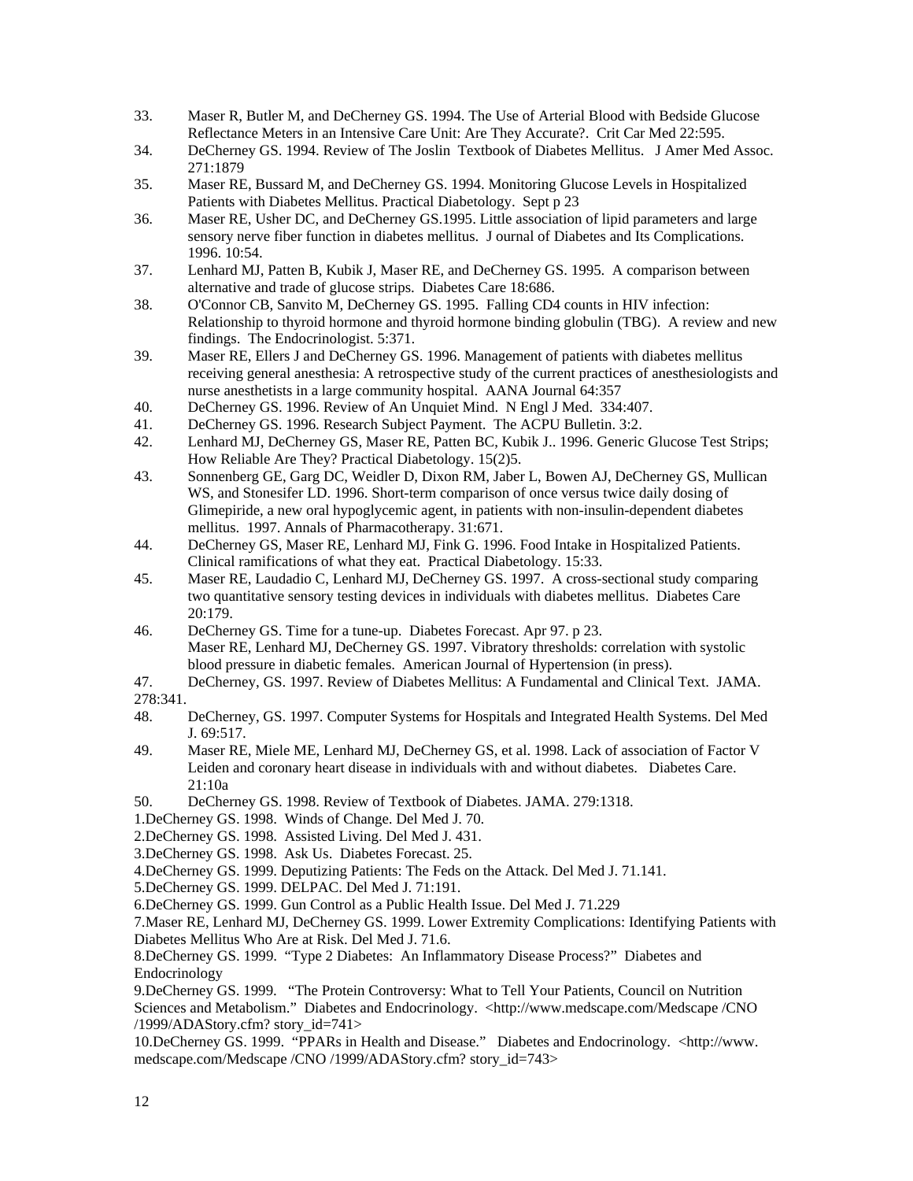33. Maser R, Butler M, and DeCherney GS. 1994. The Use of Arterial Blood with Bedside Glucose Reflectance Meters in an Intensive Care Unit: Are They Accurate?. Crit Car Med 22:595.
34. DeCherney GS. 1994. Review of The Joslin Textbook of Diabetes Mellitus. J Amer Med Assoc. 271:1879
35. Maser RE, Bussard M, and DeCherney GS. 1994. Monitoring Glucose Levels in Hospitalized Patients with Diabetes Mellitus. Practical Diabetology. Sept p 23
36. Maser RE, Usher DC, and DeCherney GS.1995. Little association of lipid parameters and large sensory nerve fiber function in diabetes mellitus. J ournal of Diabetes and Its Complications. 1996. 10:54.
37. Lenhard MJ, Patten B, Kubik J, Maser RE, and DeCherney GS. 1995. A comparison between alternative and trade of glucose strips. Diabetes Care 18:686.
38. O'Connor CB, Sanvito M, DeCherney GS. 1995. Falling CD4 counts in HIV infection: Relationship to thyroid hormone and thyroid hormone binding globulin (TBG). A review and new findings. The Endocrinologist. 5:371.
39. Maser RE, Ellers J and DeCherney GS. 1996. Management of patients with diabetes mellitus receiving general anesthesia: A retrospective study of the current practices of anesthesiologists and nurse anesthetists in a large community hospital. AANA Journal 64:357
40. DeCherney GS. 1996. Review of An Unquiet Mind. N Engl J Med. 334:407.
41. DeCherney GS. 1996. Research Subject Payment. The ACPU Bulletin. 3:2.
42. Lenhard MJ, DeCherney GS, Maser RE, Patten BC, Kubik J.. 1996. Generic Glucose Test Strips; How Reliable Are They? Practical Diabetology. 15(2)5.
43. Sonnenberg GE, Garg DC, Weidler D, Dixon RM, Jaber L, Bowen AJ, DeCherney GS, Mullican WS, and Stonesifer LD. 1996. Short-term comparison of once versus twice daily dosing of Glimepiride, a new oral hypoglycemic agent, in patients with non-insulin-dependent diabetes mellitus. 1997. Annals of Pharmacotherapy. 31:671.
44. DeCherney GS, Maser RE, Lenhard MJ, Fink G. 1996. Food Intake in Hospitalized Patients. Clinical ramifications of what they eat. Practical Diabetology. 15:33.
45. Maser RE, Laudadio C, Lenhard MJ, DeCherney GS. 1997. A cross-sectional study comparing two quantitative sensory testing devices in individuals with diabetes mellitus. Diabetes Care 20:179.
46. DeCherney GS. Time for a tune-up. Diabetes Forecast. Apr 97. p 23.
    Maser RE, Lenhard MJ, DeCherney GS. 1997. Vibratory thresholds: correlation with systolic blood pressure in diabetic females. American Journal of Hypertension (in press).
47. DeCherney, GS. 1997. Review of Diabetes Mellitus: A Fundamental and Clinical Text. JAMA. 278:341.
48. DeCherney, GS. 1997. Computer Systems for Hospitals and Integrated Health Systems. Del Med J. 69:517.
49. Maser RE, Miele ME, Lenhard MJ, DeCherney GS, et al. 1998. Lack of association of Factor V Leiden and coronary heart disease in individuals with and without diabetes. Diabetes Care. 21:10a
50. DeCherney GS. 1998. Review of Textbook of Diabetes. JAMA. 279:1318.

1.DeCherney GS. 1998. Winds of Change. Del Med J. 70.
2.DeCherney GS. 1998. Assisted Living. Del Med J. 431.
3.DeCherney GS. 1998. Ask Us. Diabetes Forecast. 25.
4.DeCherney GS. 1999. Deputizing Patients: The Feds on the Attack. Del Med J. 71.141.
5.DeCherney GS. 1999. DELPAC. Del Med J. 71:191.
6.DeCherney GS. 1999. Gun Control as a Public Health Issue. Del Med J. 71.229
7.Maser RE, Lenhard MJ, DeCherney GS. 1999. Lower Extremity Complications: Identifying Patients with Diabetes Mellitus Who Are at Risk. Del Med J. 71.6.
8.DeCherney GS. 1999. "Type 2 Diabetes: An Inflammatory Disease Process?" Diabetes and Endocrinology
9.DeCherney GS. 1999. "The Protein Controversy: What to Tell Your Patients, Council on Nutrition Sciences and Metabolism." Diabetes and Endocrinology. <http://www.medscape.com/Medscape /CNO /1999/ADAStory.cfm? story_id=741>
10.DeCherney GS. 1999. "PPARs in Health and Disease." Diabetes and Endocrinology. <http://www. medscape.com/Medscape /CNO /1999/ADAStory.cfm? story_id=743>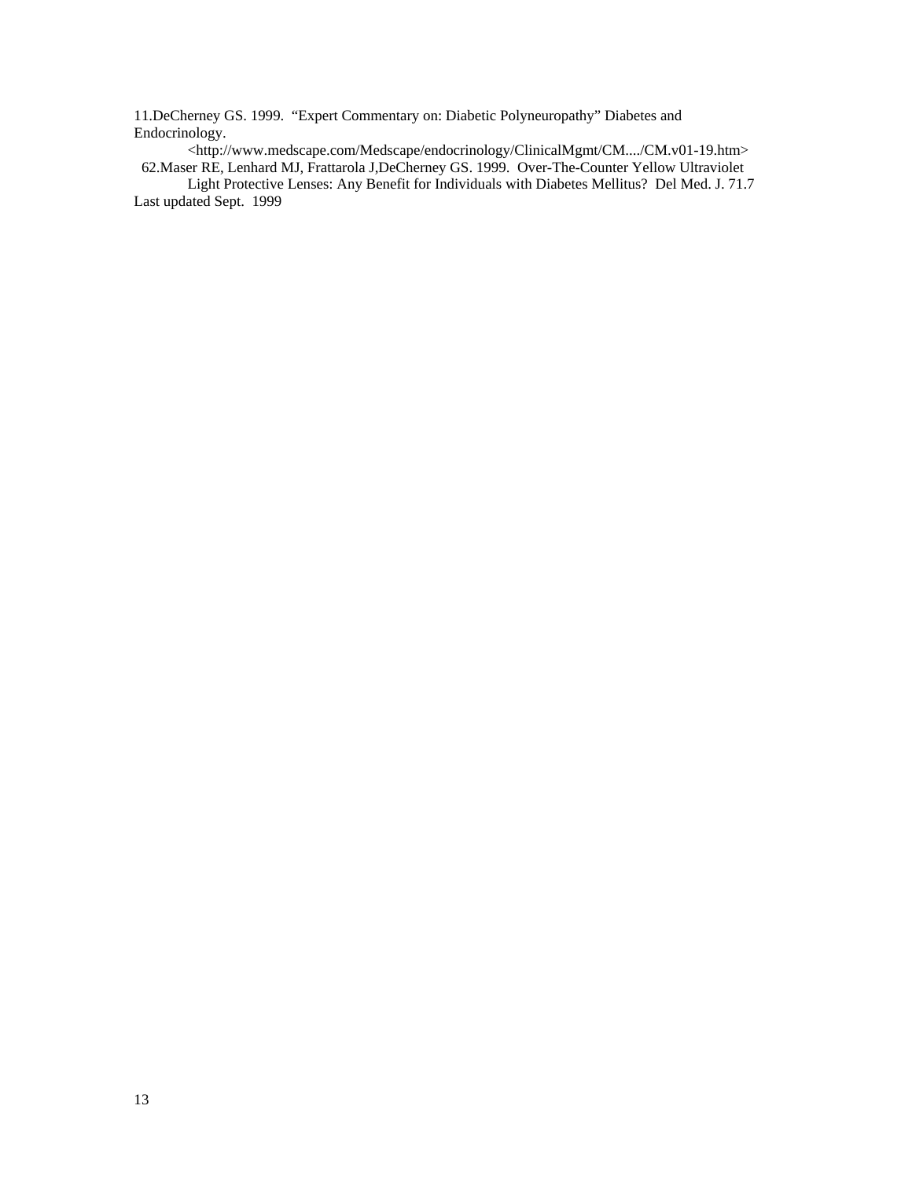11.DeCherney GS. 1999. "Expert Commentary on: Diabetic Polyneuropathy" Diabetes and Endocrinology.
<http://www.medscape.com/Medscape/endocrinology/ClinicalMgmt/CM..../CM.v01-19.htm>

62.Maser RE, Lenhard MJ, Frattarola J,DeCherney GS. 1999. Over-The-Counter Yellow Ultraviolet Light Protective Lenses: Any Benefit for Individuals with Diabetes Mellitus? Del Med. J. 71.7

Last updated Sept. 1999